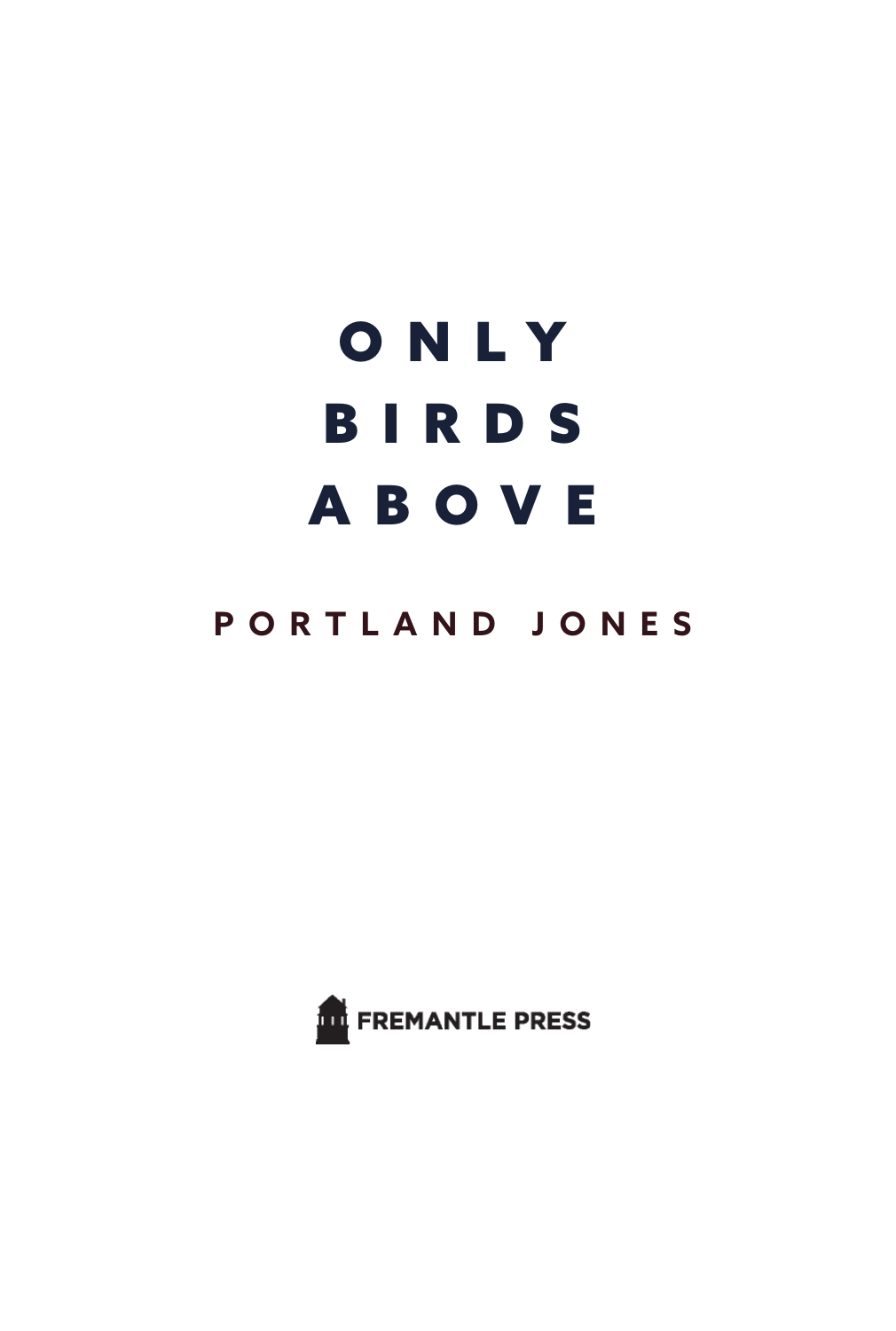# ONLY BIRDS ABOVE

## PORTLAND JONES

FREMANTLE PRESS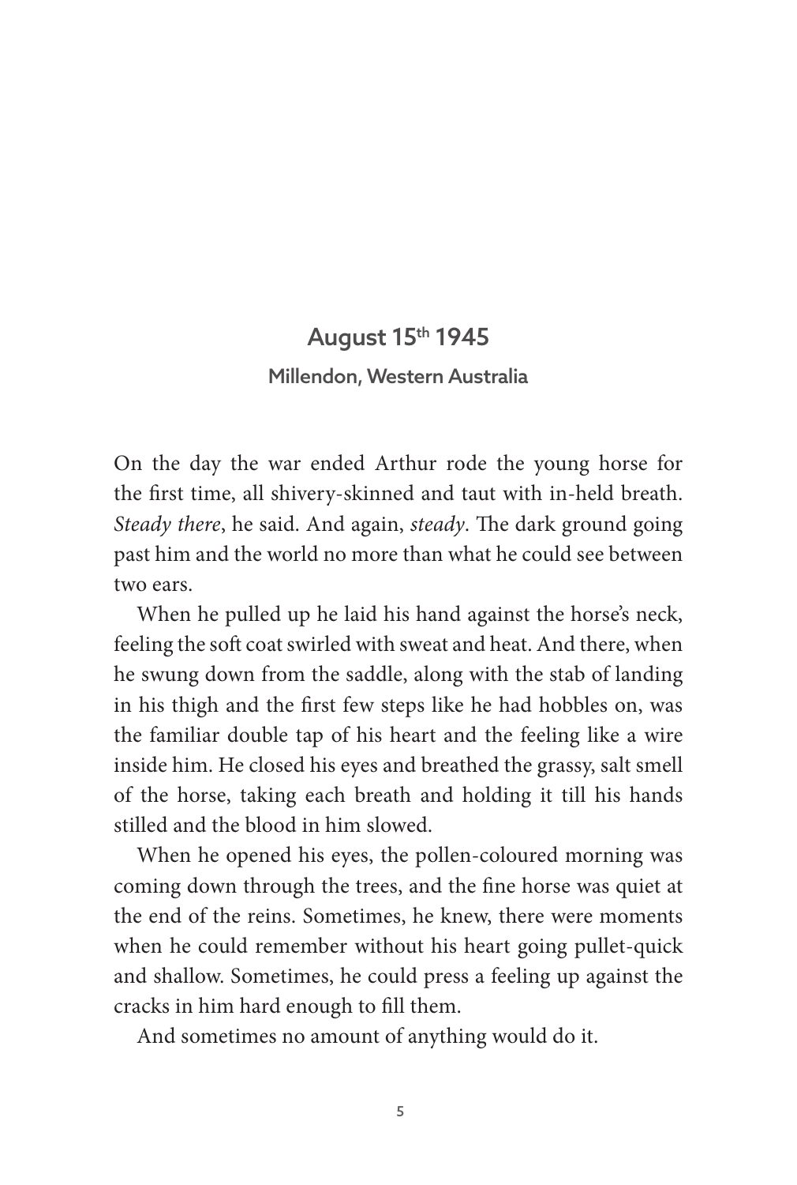## August 15th 1945

### Millendon, Western Australia

On the day the war ended Arthur rode the young horse for the first time, all shivery-skinned and taut with in-held breath. *Steady there*, he said. And again, *steady*. The dark ground going past him and the world no more than what he could see between two ears.

When he pulled up he laid his hand against the horse's neck, feeling the soft coat swirled with sweat and heat. And there, when he swung down from the saddle, along with the stab of landing in his thigh and the first few steps like he had hobbles on, was the familiar double tap of his heart and the feeling like a wire inside him. He closed his eyes and breathed the grassy, salt smell of the horse, taking each breath and holding it till his hands stilled and the blood in him slowed.

When he opened his eyes, the pollen-coloured morning was coming down through the trees, and the fine horse was quiet at the end of the reins. Sometimes, he knew, there were moments when he could remember without his heart going pullet-quick and shallow. Sometimes, he could press a feeling up against the cracks in him hard enough to fill them.

And sometimes no amount of anything would do it.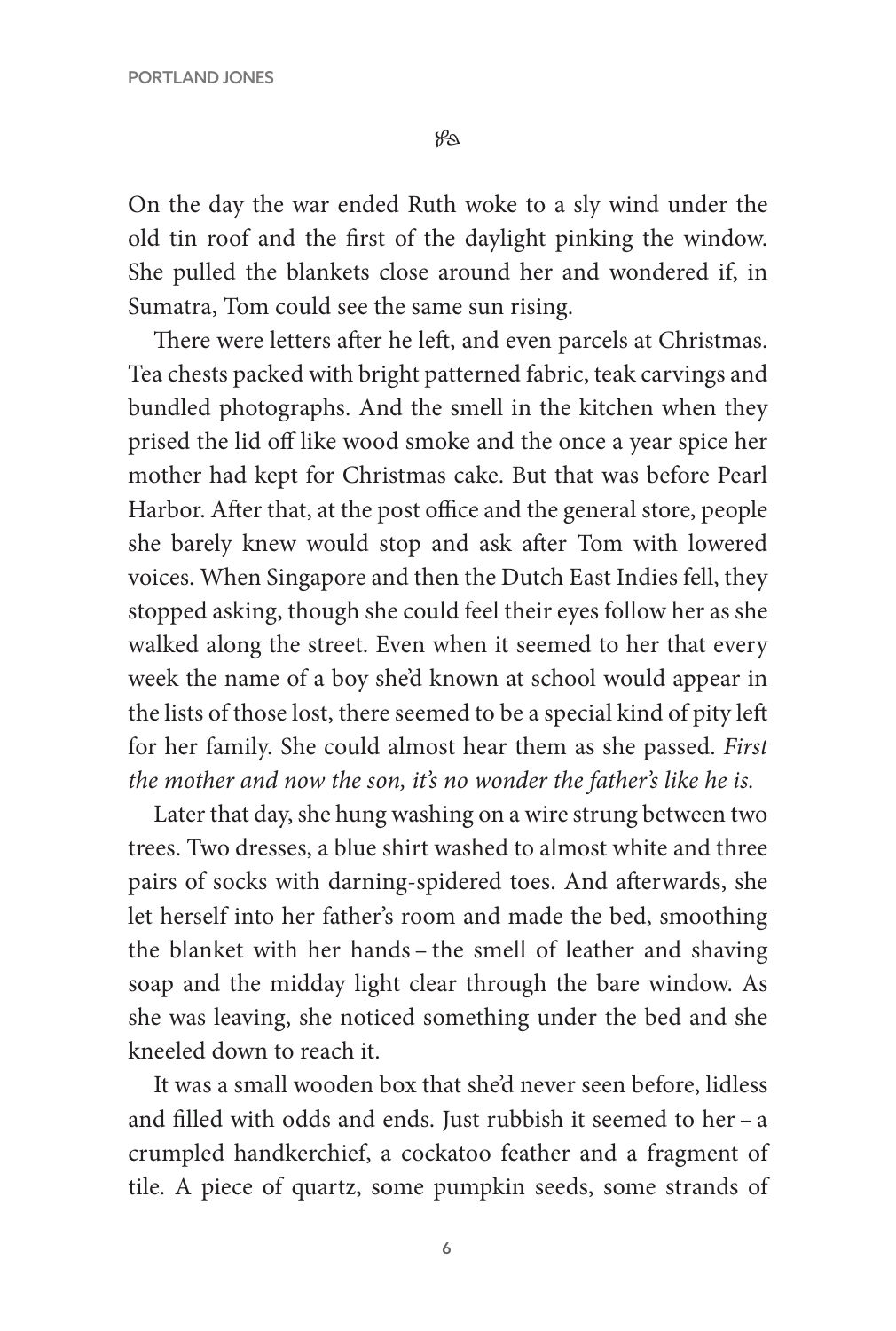ꕥ

On the day the war ended Ruth woke to a sly wind under the old tin roof and the first of the daylight pinking the window. She pulled the blankets close around her and wondered if, in Sumatra, Tom could see the same sun rising.

There were letters after he left, and even parcels at Christmas. Tea chests packed with bright patterned fabric, teak carvings and bundled photographs. And the smell in the kitchen when they prised the lid off like wood smoke and the once a year spice her mother had kept for Christmas cake. But that was before Pearl Harbor. After that, at the post office and the general store, people she barely knew would stop and ask after Tom with lowered voices. When Singapore and then the Dutch East Indies fell, they stopped asking, though she could feel their eyes follow her as she walked along the street. Even when it seemed to her that every week the name of a boy she'd known at school would appear in the lists of those lost, there seemed to be a special kind of pity left for her family. She could almost hear them as she passed. *First the mother and now the son, it's no wonder the father's like he is.*

Later that day, she hung washing on a wire strung between two trees. Two dresses, a blue shirt washed to almost white and three pairs of socks with darning-spidered toes. And afterwards, she let herself into her father's room and made the bed, smoothing the blanket with her hands – the smell of leather and shaving soap and the midday light clear through the bare window. As she was leaving, she noticed something under the bed and she kneeled down to reach it.

It was a small wooden box that she'd never seen before, lidless and filled with odds and ends. Just rubbish it seemed to her – a crumpled handkerchief, a cockatoo feather and a fragment of tile. A piece of quartz, some pumpkin seeds, some strands of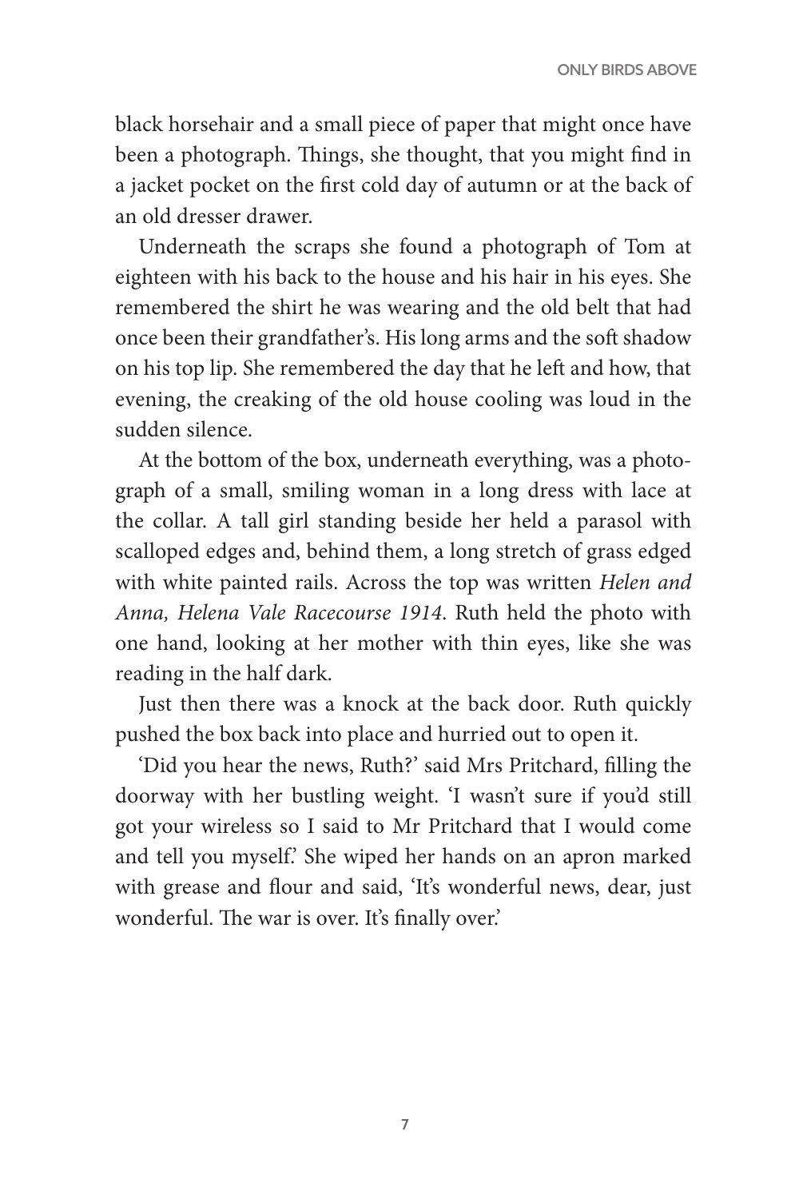black horsehair and a small piece of paper that might once have been a photograph. Things, she thought, that you might find in a jacket pocket on the first cold day of autumn or at the back of an old dresser drawer.

Underneath the scraps she found a photograph of Tom at eighteen with his back to the house and his hair in his eyes. She remembered the shirt he was wearing and the old belt that had once been their grandfather's. His long arms and the soft shadow on his top lip. She remembered the day that he left and how, that evening, the creaking of the old house cooling was loud in the sudden silence.

At the bottom of the box, underneath everything, was a photograph of a small, smiling woman in a long dress with lace at the collar. A tall girl standing beside her held a parasol with scalloped edges and, behind them, a long stretch of grass edged with white painted rails. Across the top was written *Helen and Anna, Helena Vale Racecourse 1914*. Ruth held the photo with one hand, looking at her mother with thin eyes, like she was reading in the half dark.

Just then there was a knock at the back door. Ruth quickly pushed the box back into place and hurried out to open it.

'Did you hear the news, Ruth?' said Mrs Pritchard, filling the doorway with her bustling weight. 'I wasn't sure if you'd still got your wireless so I said to Mr Pritchard that I would come and tell you myself.' She wiped her hands on an apron marked with grease and flour and said, 'It's wonderful news, dear, just wonderful. The war is over. It's finally over.'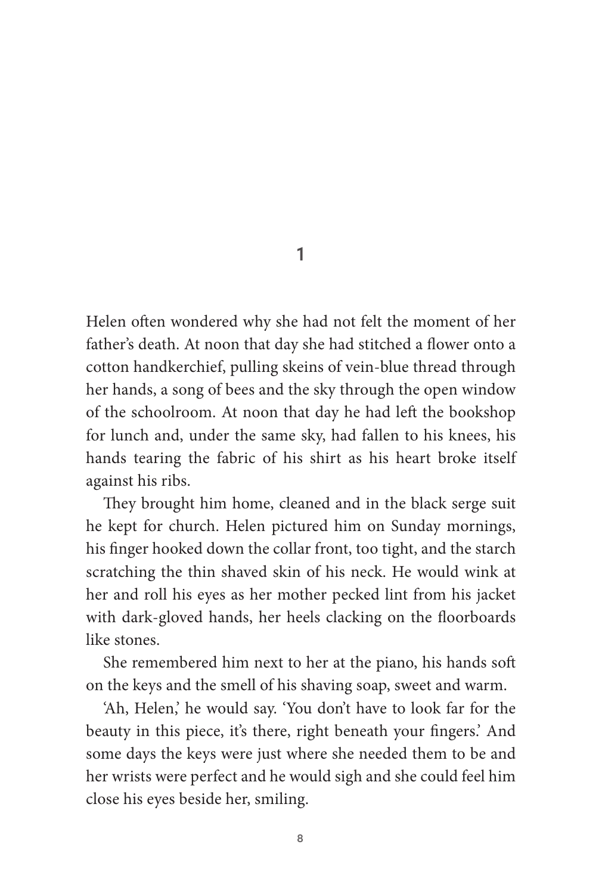# 1

Helen often wondered why she had not felt the moment of her father's death. At noon that day she had stitched a flower onto a cotton handkerchief, pulling skeins of vein-blue thread through her hands, a song of bees and the sky through the open window of the schoolroom. At noon that day he had left the bookshop for lunch and, under the same sky, had fallen to his knees, his hands tearing the fabric of his shirt as his heart broke itself against his ribs.

They brought him home, cleaned and in the black serge suit he kept for church. Helen pictured him on Sunday mornings, his finger hooked down the collar front, too tight, and the starch scratching the thin shaved skin of his neck. He would wink at her and roll his eyes as her mother pecked lint from his jacket with dark-gloved hands, her heels clacking on the floorboards like stones.

She remembered him next to her at the piano, his hands soft on the keys and the smell of his shaving soap, sweet and warm.

'Ah, Helen,' he would say. 'You don't have to look far for the beauty in this piece, it's there, right beneath your fingers.' And some days the keys were just where she needed them to be and her wrists were perfect and he would sigh and she could feel him close his eyes beside her, smiling.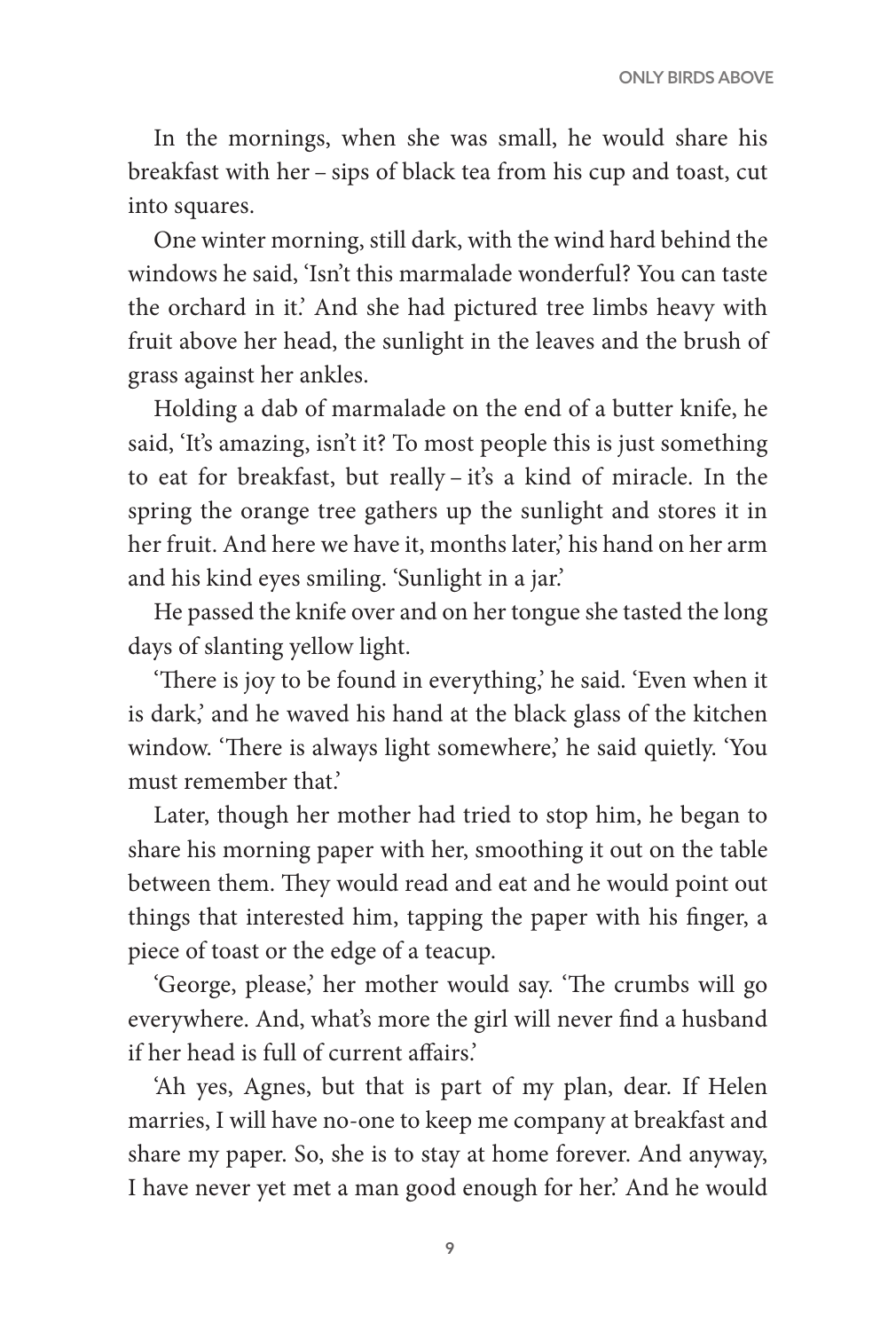In the mornings, when she was small, he would share his breakfast with her – sips of black tea from his cup and toast, cut into squares.

One winter morning, still dark, with the wind hard behind the windows he said, 'Isn't this marmalade wonderful? You can taste the orchard in it.' And she had pictured tree limbs heavy with fruit above her head, the sunlight in the leaves and the brush of grass against her ankles.

Holding a dab of marmalade on the end of a butter knife, he said, 'It's amazing, isn't it? To most people this is just something to eat for breakfast, but really – it's a kind of miracle. In the spring the orange tree gathers up the sunlight and stores it in her fruit. And here we have it, months later,' his hand on her arm and his kind eyes smiling. 'Sunlight in a jar.'

He passed the knife over and on her tongue she tasted the long days of slanting yellow light.

'There is joy to be found in everything,' he said. 'Even when it is dark,' and he waved his hand at the black glass of the kitchen window. 'There is always light somewhere,' he said quietly. 'You must remember that.'

Later, though her mother had tried to stop him, he began to share his morning paper with her, smoothing it out on the table between them. They would read and eat and he would point out things that interested him, tapping the paper with his finger, a piece of toast or the edge of a teacup.

'George, please,' her mother would say. 'The crumbs will go everywhere. And, what's more the girl will never find a husband if her head is full of current affairs.'

'Ah yes, Agnes, but that is part of my plan, dear. If Helen marries, I will have no-one to keep me company at breakfast and share my paper. So, she is to stay at home forever. And anyway, I have never yet met a man good enough for her.' And he would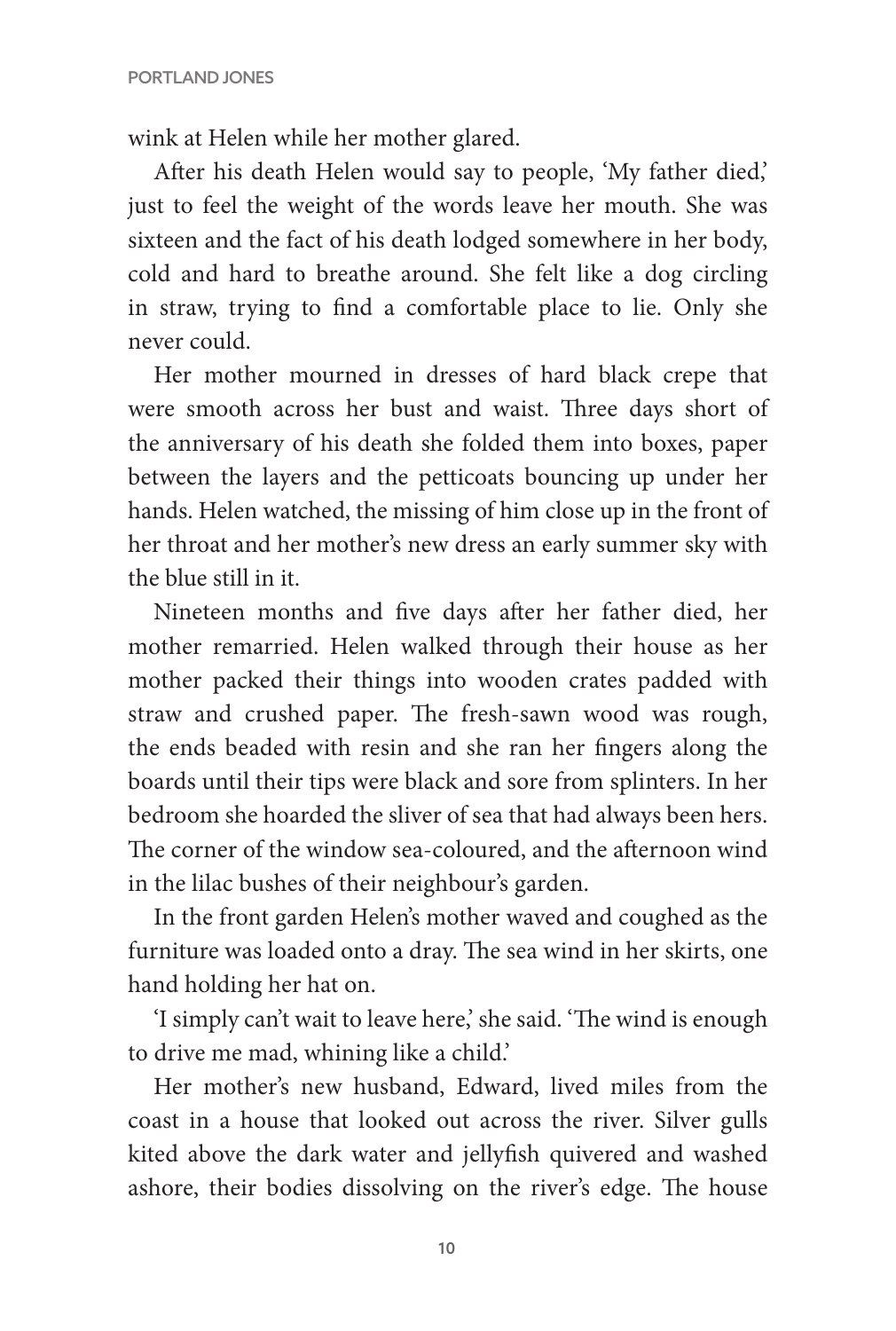wink at Helen while her mother glared.

After his death Helen would say to people, 'My father died,' just to feel the weight of the words leave her mouth. She was sixteen and the fact of his death lodged somewhere in her body, cold and hard to breathe around. She felt like a dog circling in straw, trying to find a comfortable place to lie. Only she never could.

Her mother mourned in dresses of hard black crepe that were smooth across her bust and waist. Three days short of the anniversary of his death she folded them into boxes, paper between the layers and the petticoats bouncing up under her hands. Helen watched, the missing of him close up in the front of her throat and her mother's new dress an early summer sky with the blue still in it.

Nineteen months and five days after her father died, her mother remarried. Helen walked through their house as her mother packed their things into wooden crates padded with straw and crushed paper. The fresh-sawn wood was rough, the ends beaded with resin and she ran her fingers along the boards until their tips were black and sore from splinters. In her bedroom she hoarded the sliver of sea that had always been hers. The corner of the window sea-coloured, and the afternoon wind in the lilac bushes of their neighbour's garden.

In the front garden Helen's mother waved and coughed as the furniture was loaded onto a dray. The sea wind in her skirts, one hand holding her hat on.

'I simply can't wait to leave here,' she said. 'The wind is enough to drive me mad, whining like a child.'

Her mother's new husband, Edward, lived miles from the coast in a house that looked out across the river. Silver gulls kited above the dark water and jellyfish quivered and washed ashore, their bodies dissolving on the river's edge. The house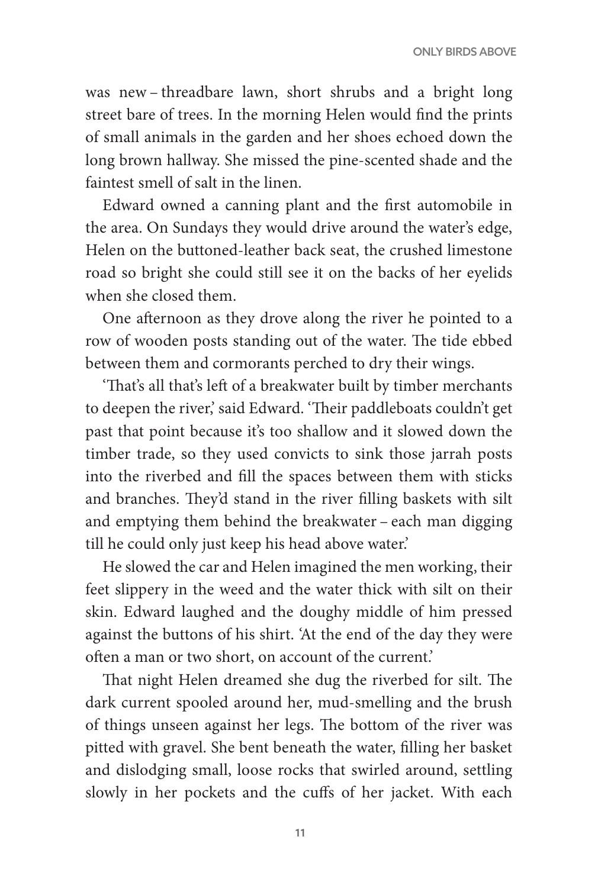was new – threadbare lawn, short shrubs and a bright long street bare of trees. In the morning Helen would find the prints of small animals in the garden and her shoes echoed down the long brown hallway. She missed the pine-scented shade and the faintest smell of salt in the linen.

Edward owned a canning plant and the first automobile in the area. On Sundays they would drive around the water's edge, Helen on the buttoned-leather back seat, the crushed limestone road so bright she could still see it on the backs of her eyelids when she closed them.

One afternoon as they drove along the river he pointed to a row of wooden posts standing out of the water. The tide ebbed between them and cormorants perched to dry their wings.

'That's all that's left of a breakwater built by timber merchants to deepen the river,' said Edward. 'Their paddleboats couldn't get past that point because it's too shallow and it slowed down the timber trade, so they used convicts to sink those jarrah posts into the riverbed and fill the spaces between them with sticks and branches. They'd stand in the river filling baskets with silt and emptying them behind the breakwater – each man digging till he could only just keep his head above water.'

He slowed the car and Helen imagined the men working, their feet slippery in the weed and the water thick with silt on their skin. Edward laughed and the doughy middle of him pressed against the buttons of his shirt. 'At the end of the day they were often a man or two short, on account of the current.'

That night Helen dreamed she dug the riverbed for silt. The dark current spooled around her, mud-smelling and the brush of things unseen against her legs. The bottom of the river was pitted with gravel. She bent beneath the water, filling her basket and dislodging small, loose rocks that swirled around, settling slowly in her pockets and the cuffs of her jacket. With each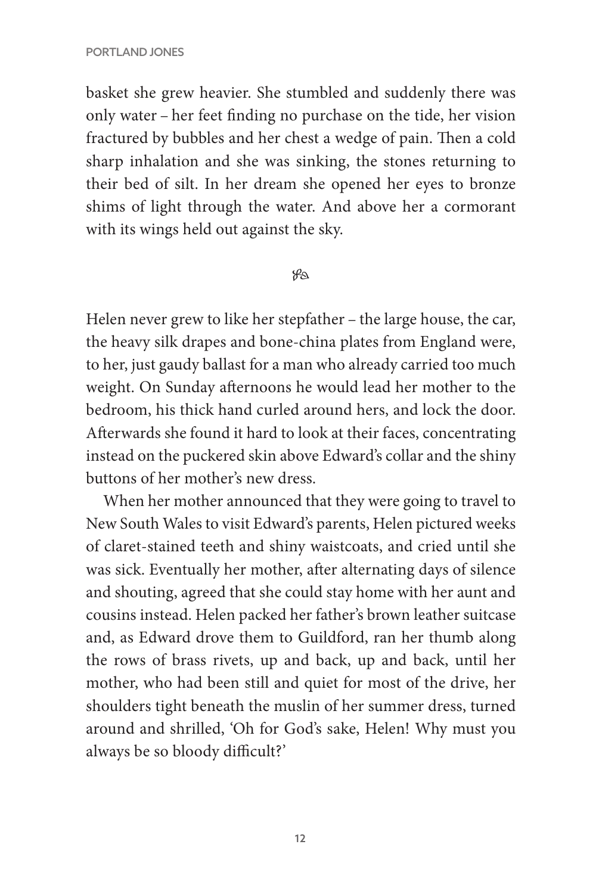basket she grew heavier. She stumbled and suddenly there was only water – her feet finding no purchase on the tide, her vision fractured by bubbles and her chest a wedge of pain. Then a cold sharp inhalation and she was sinking, the stones returning to their bed of silt. In her dream she opened her eyes to bronze shims of light through the water. And above her a cormorant with its wings held out against the sky.

Helen never grew to like her stepfather – the large house, the car, the heavy silk drapes and bone-china plates from England were, to her, just gaudy ballast for a man who already carried too much weight. On Sunday afternoons he would lead her mother to the bedroom, his thick hand curled around hers, and lock the door. Afterwards she found it hard to look at their faces, concentrating instead on the puckered skin above Edward's collar and the shiny buttons of her mother's new dress.

When her mother announced that they were going to travel to New South Wales to visit Edward's parents, Helen pictured weeks of claret-stained teeth and shiny waistcoats, and cried until she was sick. Eventually her mother, after alternating days of silence and shouting, agreed that she could stay home with her aunt and cousins instead. Helen packed her father's brown leather suitcase and, as Edward drove them to Guildford, ran her thumb along the rows of brass rivets, up and back, up and back, until her mother, who had been still and quiet for most of the drive, her shoulders tight beneath the muslin of her summer dress, turned around and shrilled, 'Oh for God's sake, Helen! Why must you always be so bloody difficult?'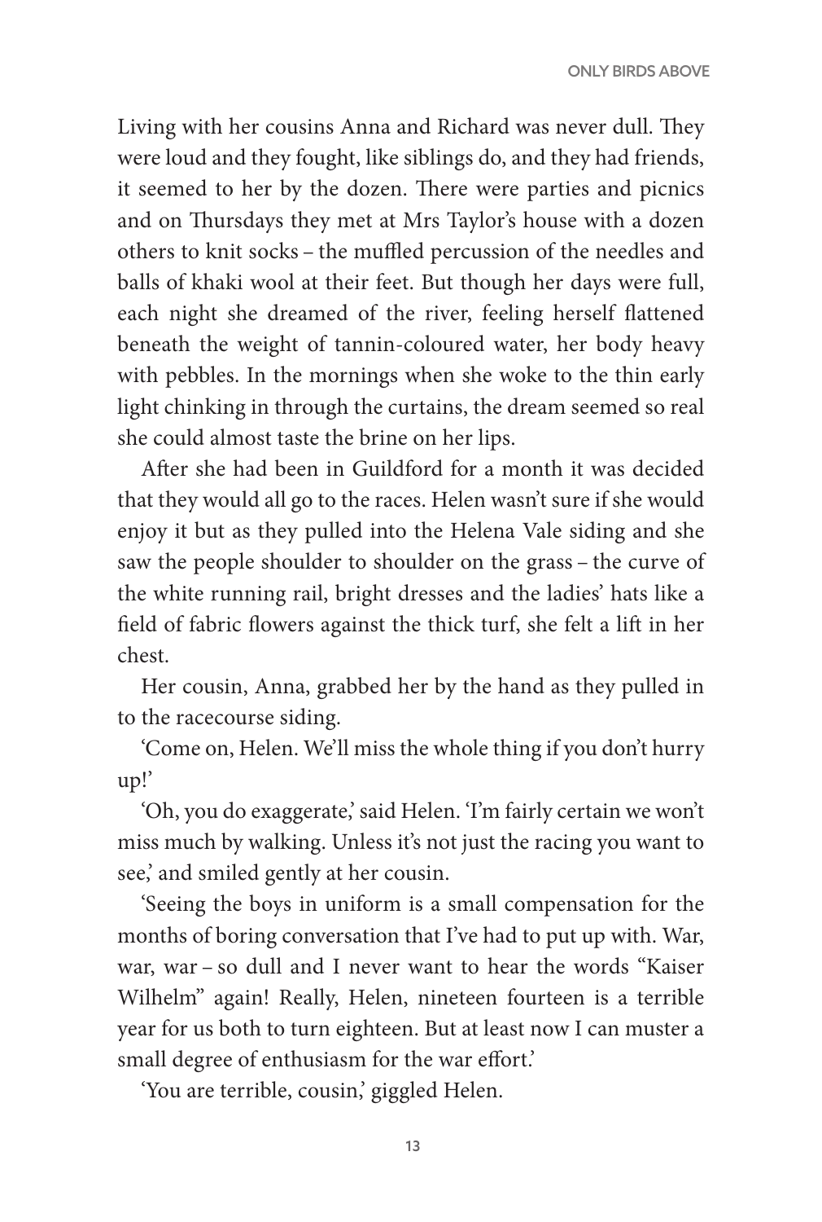Living with her cousins Anna and Richard was never dull. They were loud and they fought, like siblings do, and they had friends, it seemed to her by the dozen. There were parties and picnics and on Thursdays they met at Mrs Taylor's house with a dozen others to knit socks – the muffled percussion of the needles and balls of khaki wool at their feet. But though her days were full, each night she dreamed of the river, feeling herself flattened beneath the weight of tannin-coloured water, her body heavy with pebbles. In the mornings when she woke to the thin early light chinking in through the curtains, the dream seemed so real she could almost taste the brine on her lips.

After she had been in Guildford for a month it was decided that they would all go to the races. Helen wasn't sure if she would enjoy it but as they pulled into the Helena Vale siding and she saw the people shoulder to shoulder on the grass – the curve of the white running rail, bright dresses and the ladies' hats like a field of fabric flowers against the thick turf, she felt a lift in her chest.

Her cousin, Anna, grabbed her by the hand as they pulled in to the racecourse siding.

'Come on, Helen. We'll miss the whole thing if you don't hurry up!'

'Oh, you do exaggerate,' said Helen. 'I'm fairly certain we won't miss much by walking. Unless it's not just the racing you want to see,' and smiled gently at her cousin.

'Seeing the boys in uniform is a small compensation for the months of boring conversation that I've had to put up with. War, war, war – so dull and I never want to hear the words "Kaiser Wilhelm" again! Really, Helen, nineteen fourteen is a terrible year for us both to turn eighteen. But at least now I can muster a small degree of enthusiasm for the war effort.'

'You are terrible, cousin,' giggled Helen.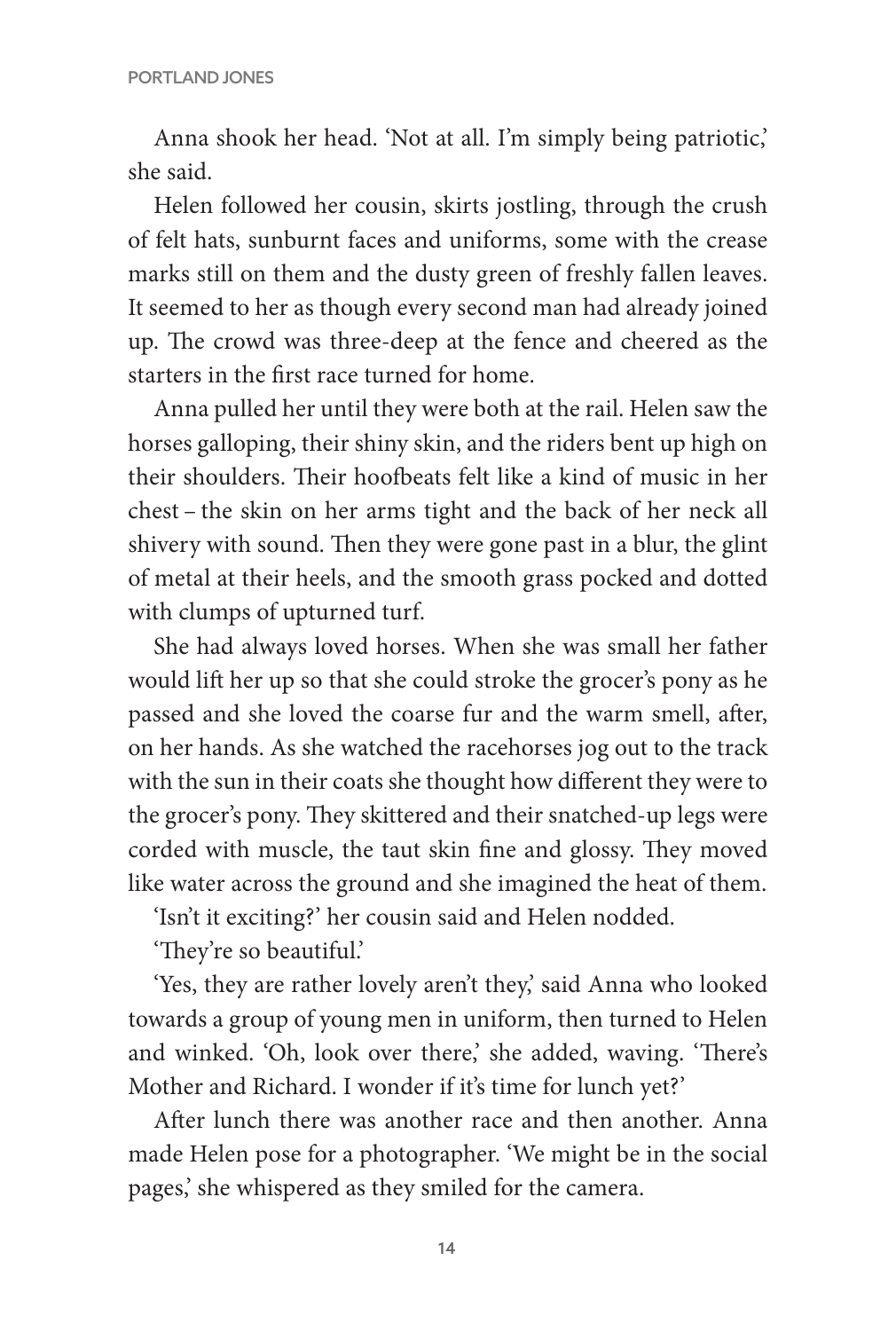Anna shook her head. 'Not at all. I'm simply being patriotic,' she said.

Helen followed her cousin, skirts jostling, through the crush of felt hats, sunburnt faces and uniforms, some with the crease marks still on them and the dusty green of freshly fallen leaves. It seemed to her as though every second man had already joined up. The crowd was three-deep at the fence and cheered as the starters in the first race turned for home.

Anna pulled her until they were both at the rail. Helen saw the horses galloping, their shiny skin, and the riders bent up high on their shoulders. Their hoofbeats felt like a kind of music in her chest – the skin on her arms tight and the back of her neck all shivery with sound. Then they were gone past in a blur, the glint of metal at their heels, and the smooth grass pocked and dotted with clumps of upturned turf.

She had always loved horses. When she was small her father would lift her up so that she could stroke the grocer's pony as he passed and she loved the coarse fur and the warm smell, after, on her hands. As she watched the racehorses jog out to the track with the sun in their coats she thought how different they were to the grocer's pony. They skittered and their snatched-up legs were corded with muscle, the taut skin fine and glossy. They moved like water across the ground and she imagined the heat of them.

'Isn't it exciting?' her cousin said and Helen nodded.

'They're so beautiful.'

'Yes, they are rather lovely aren't they,' said Anna who looked towards a group of young men in uniform, then turned to Helen and winked. 'Oh, look over there,' she added, waving. 'There's Mother and Richard. I wonder if it's time for lunch yet?'

After lunch there was another race and then another. Anna made Helen pose for a photographer. 'We might be in the social pages,' she whispered as they smiled for the camera.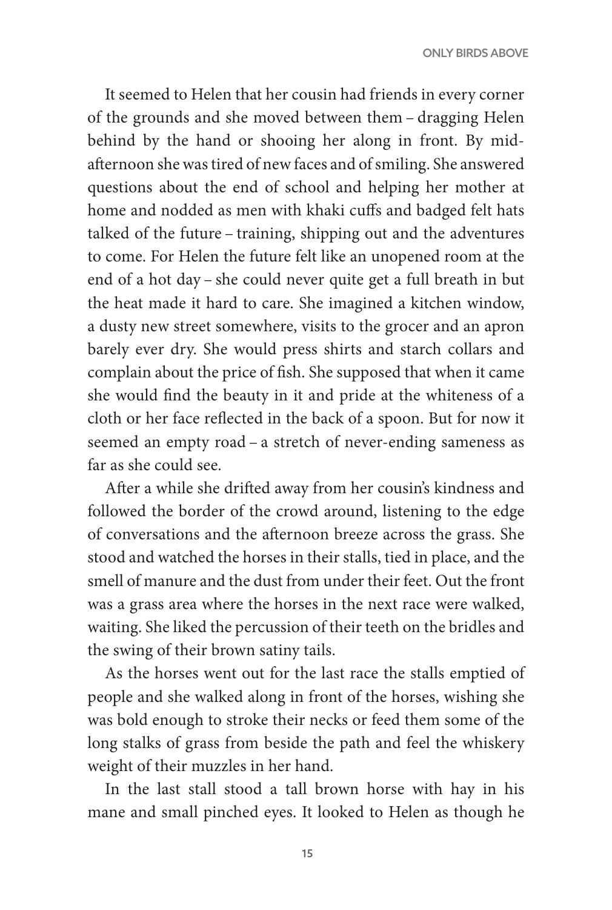It seemed to Helen that her cousin had friends in every corner of the grounds and she moved between them – dragging Helen behind by the hand or shooing her along in front. By mid-afternoon she was tired of new faces and of smiling. She answered questions about the end of school and helping her mother at home and nodded as men with khaki cuffs and badged felt hats talked of the future – training, shipping out and the adventures to come. For Helen the future felt like an unopened room at the end of a hot day – she could never quite get a full breath in but the heat made it hard to care. She imagined a kitchen window, a dusty new street somewhere, visits to the grocer and an apron barely ever dry. She would press shirts and starch collars and complain about the price of fish. She supposed that when it came she would find the beauty in it and pride at the whiteness of a cloth or her face reflected in the back of a spoon. But for now it seemed an empty road – a stretch of never-ending sameness as far as she could see.

After a while she drifted away from her cousin's kindness and followed the border of the crowd around, listening to the edge of conversations and the afternoon breeze across the grass. She stood and watched the horses in their stalls, tied in place, and the smell of manure and the dust from under their feet. Out the front was a grass area where the horses in the next race were walked, waiting. She liked the percussion of their teeth on the bridles and the swing of their brown satiny tails.

As the horses went out for the last race the stalls emptied of people and she walked along in front of the horses, wishing she was bold enough to stroke their necks or feed them some of the long stalks of grass from beside the path and feel the whiskery weight of their muzzles in her hand.

In the last stall stood a tall brown horse with hay in his mane and small pinched eyes. It looked to Helen as though he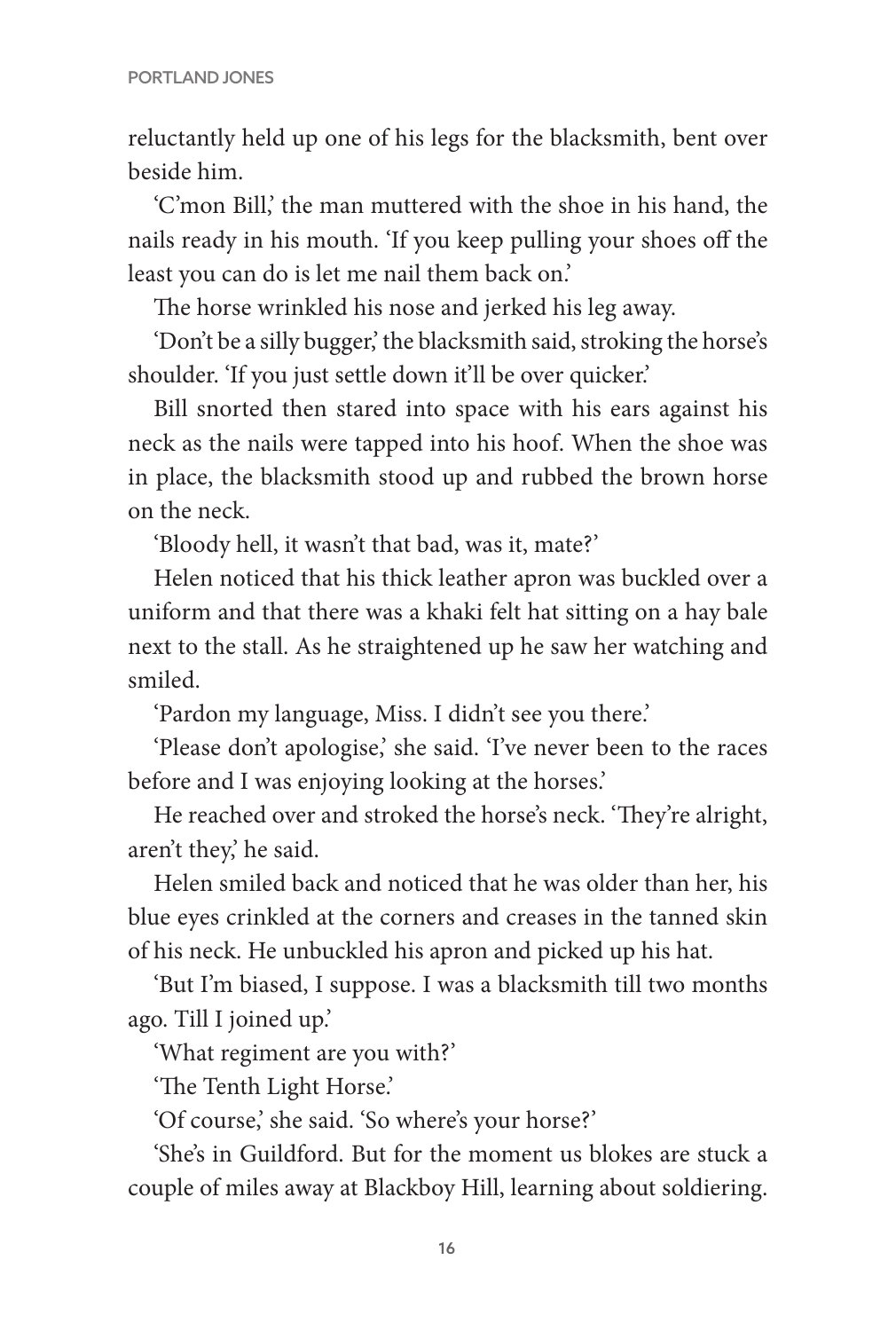reluctantly held up one of his legs for the blacksmith, bent over beside him.

'C'mon Bill,' the man muttered with the shoe in his hand, the nails ready in his mouth. 'If you keep pulling your shoes off the least you can do is let me nail them back on.'

The horse wrinkled his nose and jerked his leg away.

'Don't be a silly bugger,' the blacksmith said, stroking the horse's shoulder. 'If you just settle down it'll be over quicker.'

Bill snorted then stared into space with his ears against his neck as the nails were tapped into his hoof. When the shoe was in place, the blacksmith stood up and rubbed the brown horse on the neck.

'Bloody hell, it wasn't that bad, was it, mate?'

Helen noticed that his thick leather apron was buckled over a uniform and that there was a khaki felt hat sitting on a hay bale next to the stall. As he straightened up he saw her watching and smiled.

'Pardon my language, Miss. I didn't see you there.'

'Please don't apologise,' she said. 'I've never been to the races before and I was enjoying looking at the horses.'

He reached over and stroked the horse's neck. 'They're alright, aren't they,' he said.

Helen smiled back and noticed that he was older than her, his blue eyes crinkled at the corners and creases in the tanned skin of his neck. He unbuckled his apron and picked up his hat.

'But I'm biased, I suppose. I was a blacksmith till two months ago. Till I joined up.'

'What regiment are you with?'

'The Tenth Light Horse.'

'Of course,' she said. 'So where's your horse?'

'She's in Guildford. But for the moment us blokes are stuck a couple of miles away at Blackboy Hill, learning about soldiering.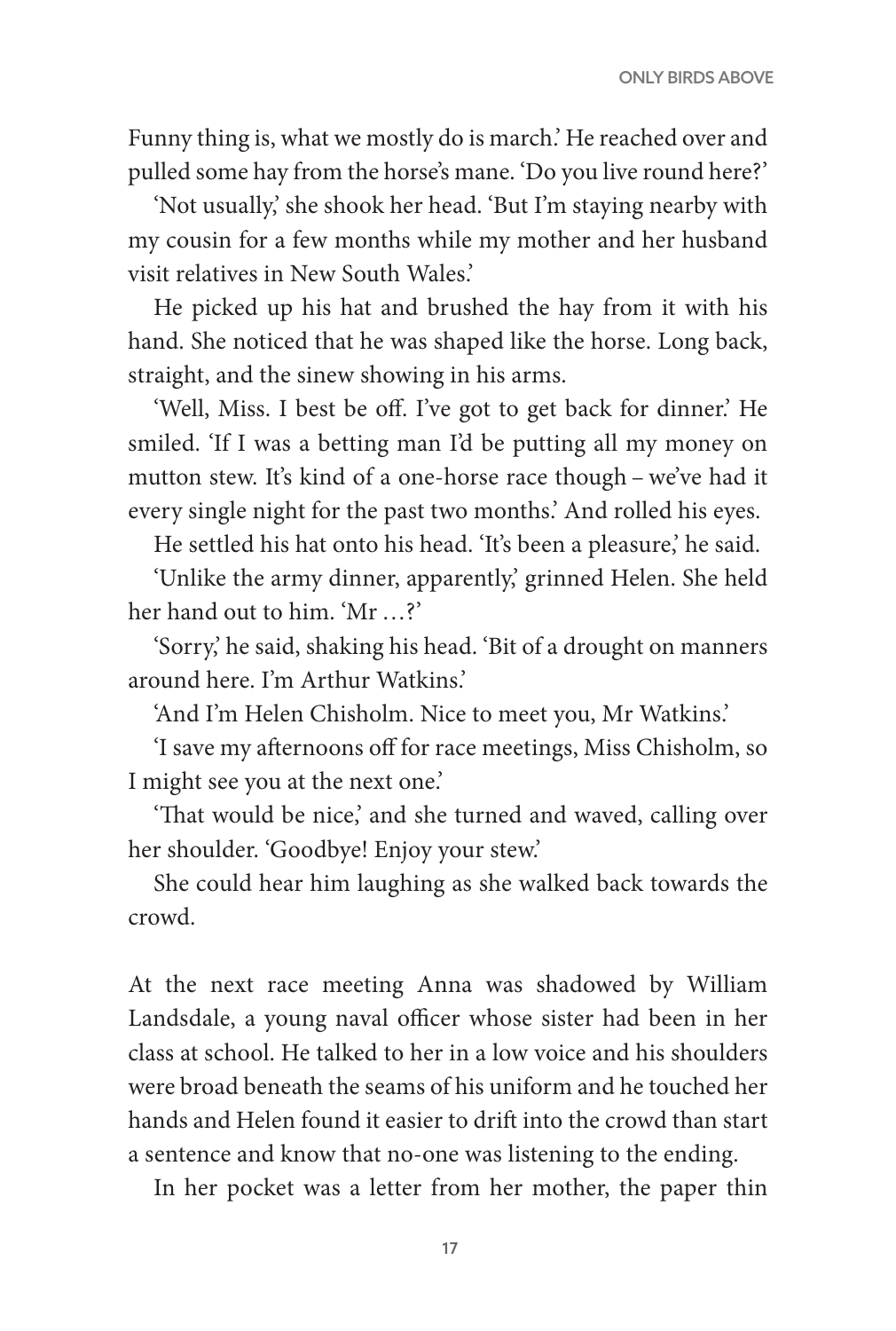Funny thing is, what we mostly do is march.' He reached over and pulled some hay from the horse's mane. 'Do you live round here?'

'Not usually,' she shook her head. 'But I'm staying nearby with my cousin for a few months while my mother and her husband visit relatives in New South Wales.'

He picked up his hat and brushed the hay from it with his hand. She noticed that he was shaped like the horse. Long back, straight, and the sinew showing in his arms.

'Well, Miss. I best be off. I've got to get back for dinner.' He smiled. 'If I was a betting man I'd be putting all my money on mutton stew. It's kind of a one-horse race though – we've had it every single night for the past two months.' And rolled his eyes.

He settled his hat onto his head. 'It's been a pleasure,' he said.

'Unlike the army dinner, apparently,' grinned Helen. She held her hand out to him. 'Mr …?'

'Sorry,' he said, shaking his head. 'Bit of a drought on manners around here. I'm Arthur Watkins.'

'And I'm Helen Chisholm. Nice to meet you, Mr Watkins.'

'I save my afternoons off for race meetings, Miss Chisholm, so I might see you at the next one.'

'That would be nice,' and she turned and waved, calling over her shoulder. 'Goodbye! Enjoy your stew.'

She could hear him laughing as she walked back towards the crowd.

At the next race meeting Anna was shadowed by William Landsdale, a young naval officer whose sister had been in her class at school. He talked to her in a low voice and his shoulders were broad beneath the seams of his uniform and he touched her hands and Helen found it easier to drift into the crowd than start a sentence and know that no-one was listening to the ending.

In her pocket was a letter from her mother, the paper thin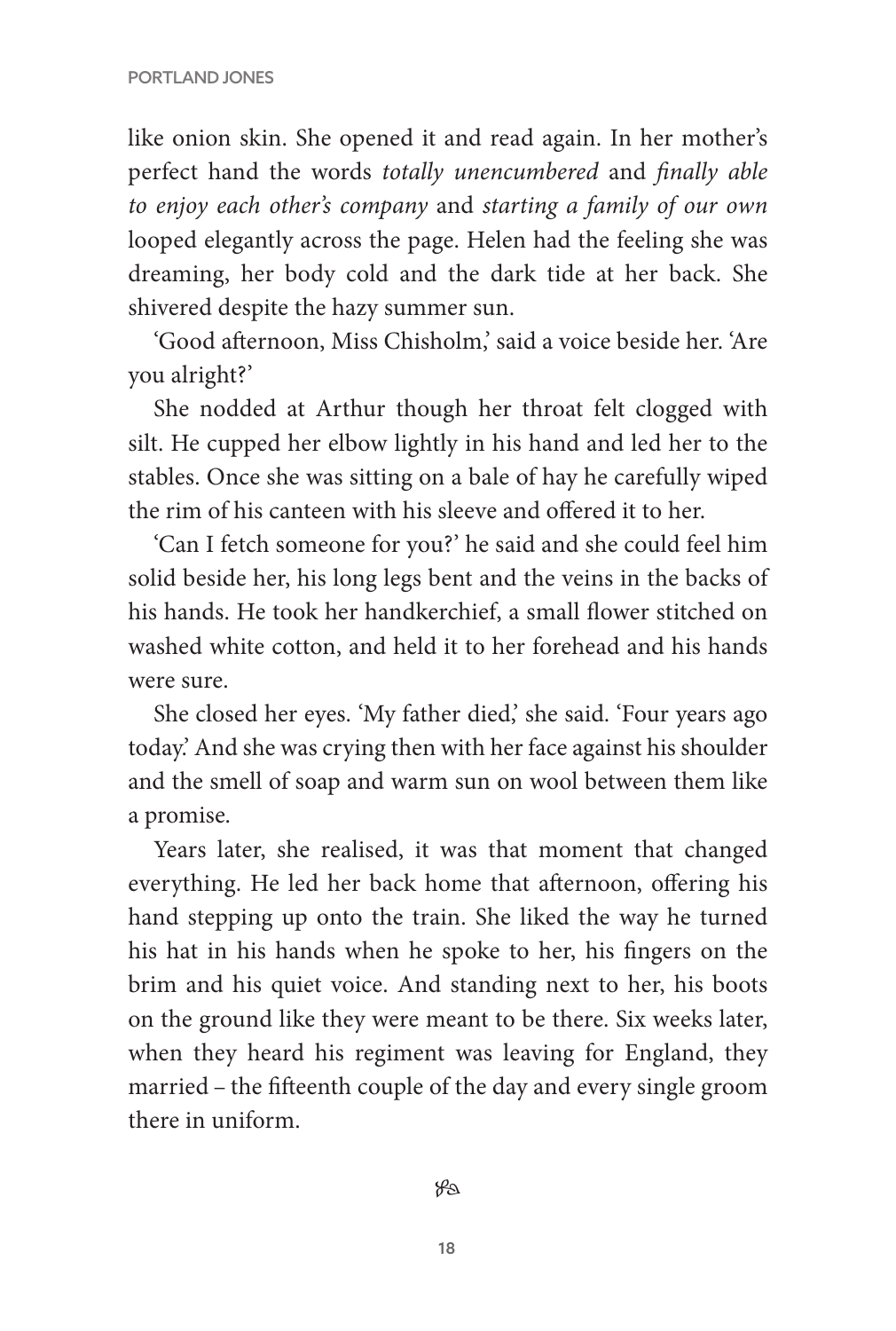like onion skin. She opened it and read again. In her mother's perfect hand the words *totally unencumbered* and *finally able to enjoy each other's company* and *starting a family of our own* looped elegantly across the page. Helen had the feeling she was dreaming, her body cold and the dark tide at her back. She shivered despite the hazy summer sun.

'Good afternoon, Miss Chisholm,' said a voice beside her. 'Are you alright?'

She nodded at Arthur though her throat felt clogged with silt. He cupped her elbow lightly in his hand and led her to the stables. Once she was sitting on a bale of hay he carefully wiped the rim of his canteen with his sleeve and offered it to her.

'Can I fetch someone for you?' he said and she could feel him solid beside her, his long legs bent and the veins in the backs of his hands. He took her handkerchief, a small flower stitched on washed white cotton, and held it to her forehead and his hands were sure.

She closed her eyes. 'My father died,' she said. 'Four years ago today.' And she was crying then with her face against his shoulder and the smell of soap and warm sun on wool between them like a promise.

Years later, she realised, it was that moment that changed everything. He led her back home that afternoon, offering his hand stepping up onto the train. She liked the way he turned his hat in his hands when he spoke to her, his fingers on the brim and his quiet voice. And standing next to her, his boots on the ground like they were meant to be there. Six weeks later, when they heard his regiment was leaving for England, they married – the fifteenth couple of the day and every single groom there in uniform.

❧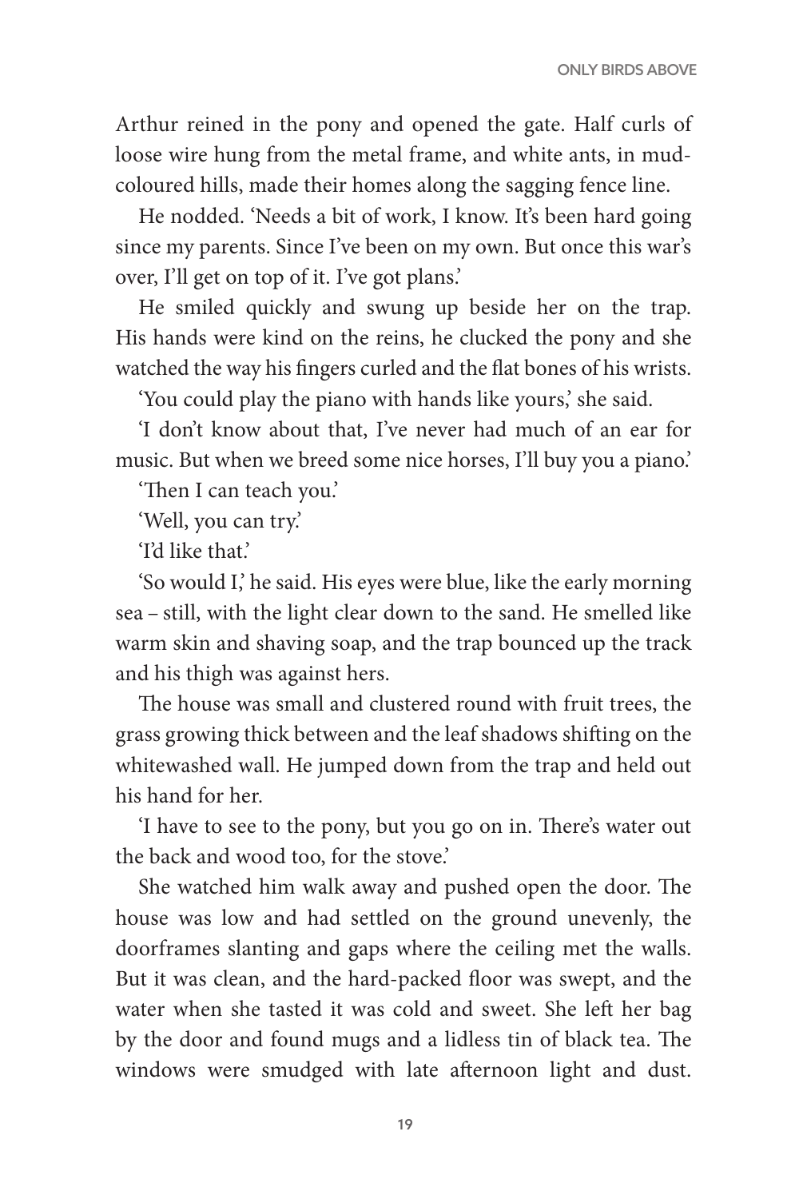Arthur reined in the pony and opened the gate. Half curls of loose wire hung from the metal frame, and white ants, in mud-coloured hills, made their homes along the sagging fence line.

He nodded. 'Needs a bit of work, I know. It's been hard going since my parents. Since I've been on my own. But once this war's over, I'll get on top of it. I've got plans.'

He smiled quickly and swung up beside her on the trap. His hands were kind on the reins, he clucked the pony and she watched the way his fingers curled and the flat bones of his wrists.

'You could play the piano with hands like yours,' she said.

'I don't know about that, I've never had much of an ear for music. But when we breed some nice horses, I'll buy you a piano.'

'Then I can teach you.'

'Well, you can try.'

'I'd like that.'

'So would I,' he said. His eyes were blue, like the early morning sea – still, with the light clear down to the sand. He smelled like warm skin and shaving soap, and the trap bounced up the track and his thigh was against hers.

The house was small and clustered round with fruit trees, the grass growing thick between and the leaf shadows shifting on the whitewashed wall. He jumped down from the trap and held out his hand for her.

'I have to see to the pony, but you go on in. There's water out the back and wood too, for the stove.'

She watched him walk away and pushed open the door. The house was low and had settled on the ground unevenly, the doorframes slanting and gaps where the ceiling met the walls. But it was clean, and the hard-packed floor was swept, and the water when she tasted it was cold and sweet. She left her bag by the door and found mugs and a lidless tin of black tea. The windows were smudged with late afternoon light and dust.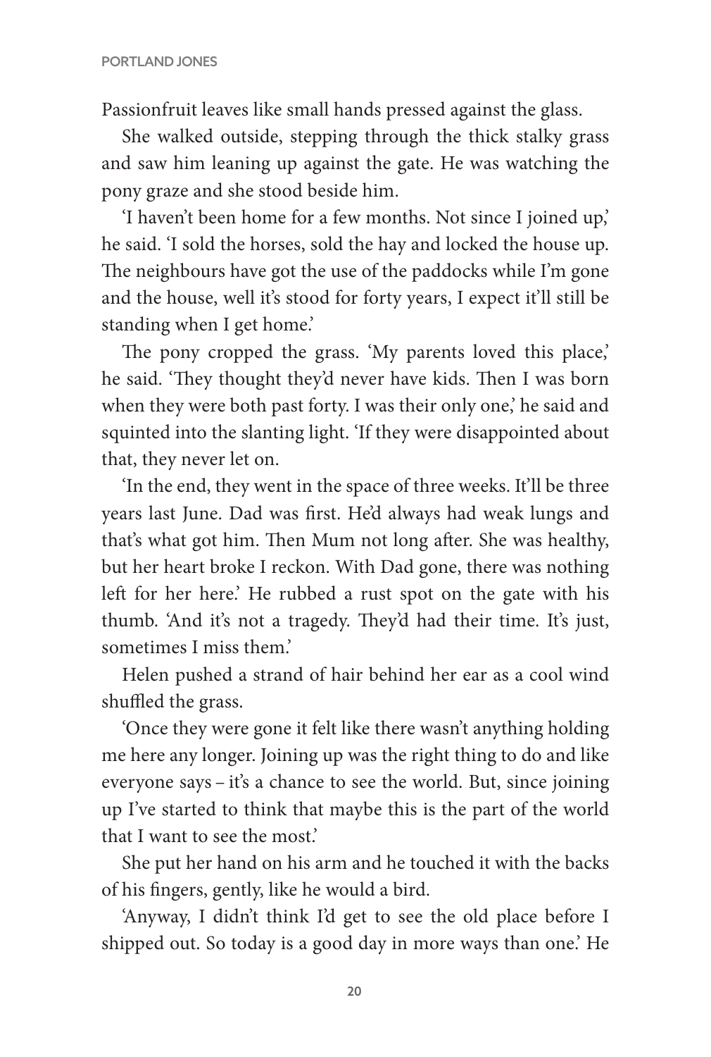Passionfruit leaves like small hands pressed against the glass.

She walked outside, stepping through the thick stalky grass and saw him leaning up against the gate. He was watching the pony graze and she stood beside him.

'I haven't been home for a few months. Not since I joined up,' he said. 'I sold the horses, sold the hay and locked the house up. The neighbours have got the use of the paddocks while I'm gone and the house, well it's stood for forty years, I expect it'll still be standing when I get home.'

The pony cropped the grass. 'My parents loved this place,' he said. 'They thought they'd never have kids. Then I was born when they were both past forty. I was their only one,' he said and squinted into the slanting light. 'If they were disappointed about that, they never let on.

'In the end, they went in the space of three weeks. It'll be three years last June. Dad was first. He'd always had weak lungs and that's what got him. Then Mum not long after. She was healthy, but her heart broke I reckon. With Dad gone, there was nothing left for her here.' He rubbed a rust spot on the gate with his thumb. 'And it's not a tragedy. They'd had their time. It's just, sometimes I miss them.'

Helen pushed a strand of hair behind her ear as a cool wind shuffled the grass.

'Once they were gone it felt like there wasn't anything holding me here any longer. Joining up was the right thing to do and like everyone says – it's a chance to see the world. But, since joining up I've started to think that maybe this is the part of the world that I want to see the most.'

She put her hand on his arm and he touched it with the backs of his fingers, gently, like he would a bird.

'Anyway, I didn't think I'd get to see the old place before I shipped out. So today is a good day in more ways than one.' He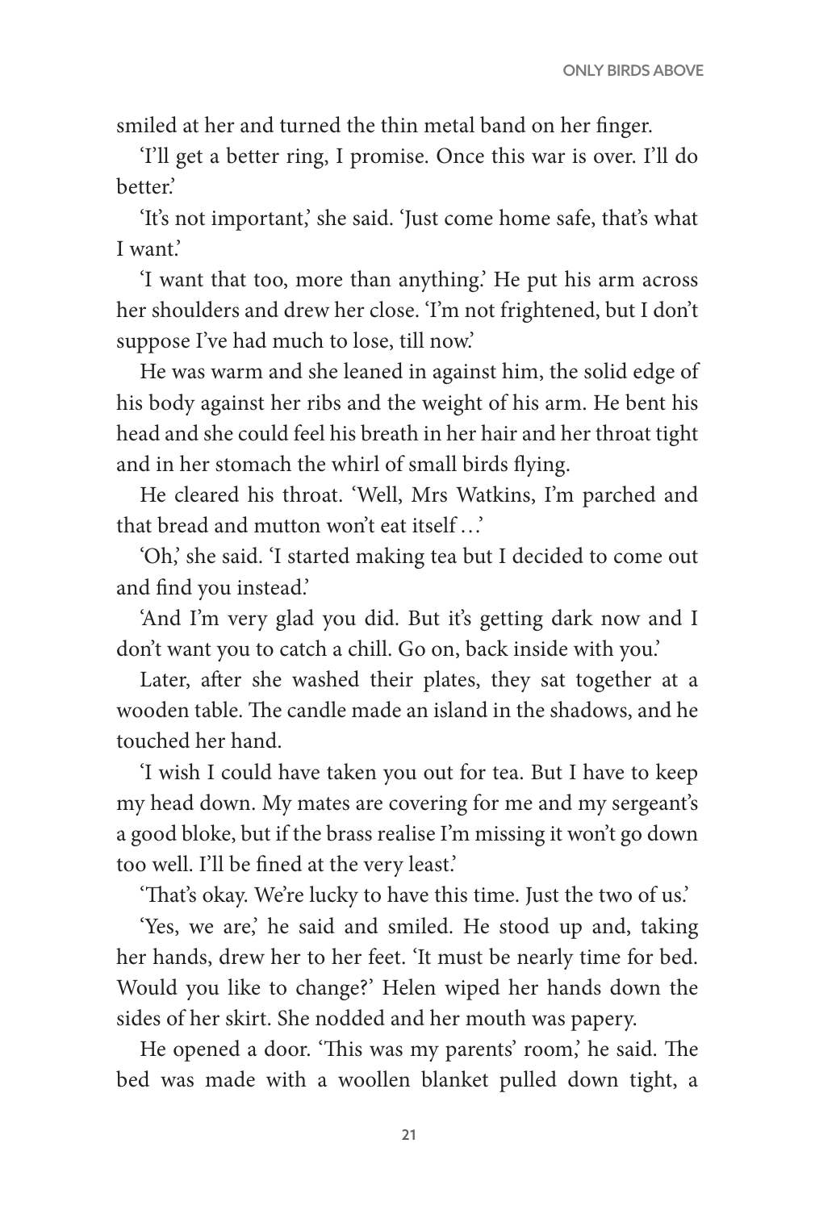smiled at her and turned the thin metal band on her finger.

'I'll get a better ring, I promise. Once this war is over. I'll do better.'

'It's not important,' she said. 'Just come home safe, that's what I want.'

'I want that too, more than anything.' He put his arm across her shoulders and drew her close. 'I'm not frightened, but I don't suppose I've had much to lose, till now.'

He was warm and she leaned in against him, the solid edge of his body against her ribs and the weight of his arm. He bent his head and she could feel his breath in her hair and her throat tight and in her stomach the whirl of small birds flying.

He cleared his throat. 'Well, Mrs Watkins, I'm parched and that bread and mutton won't eat itself …'

'Oh,' she said. 'I started making tea but I decided to come out and find you instead.'

'And I'm very glad you did. But it's getting dark now and I don't want you to catch a chill. Go on, back inside with you.'

Later, after she washed their plates, they sat together at a wooden table. The candle made an island in the shadows, and he touched her hand.

'I wish I could have taken you out for tea. But I have to keep my head down. My mates are covering for me and my sergeant's a good bloke, but if the brass realise I'm missing it won't go down too well. I'll be fined at the very least.'

'That's okay. We're lucky to have this time. Just the two of us.'

'Yes, we are,' he said and smiled. He stood up and, taking her hands, drew her to her feet. 'It must be nearly time for bed. Would you like to change?' Helen wiped her hands down the sides of her skirt. She nodded and her mouth was papery.

He opened a door. 'This was my parents' room,' he said. The bed was made with a woollen blanket pulled down tight, a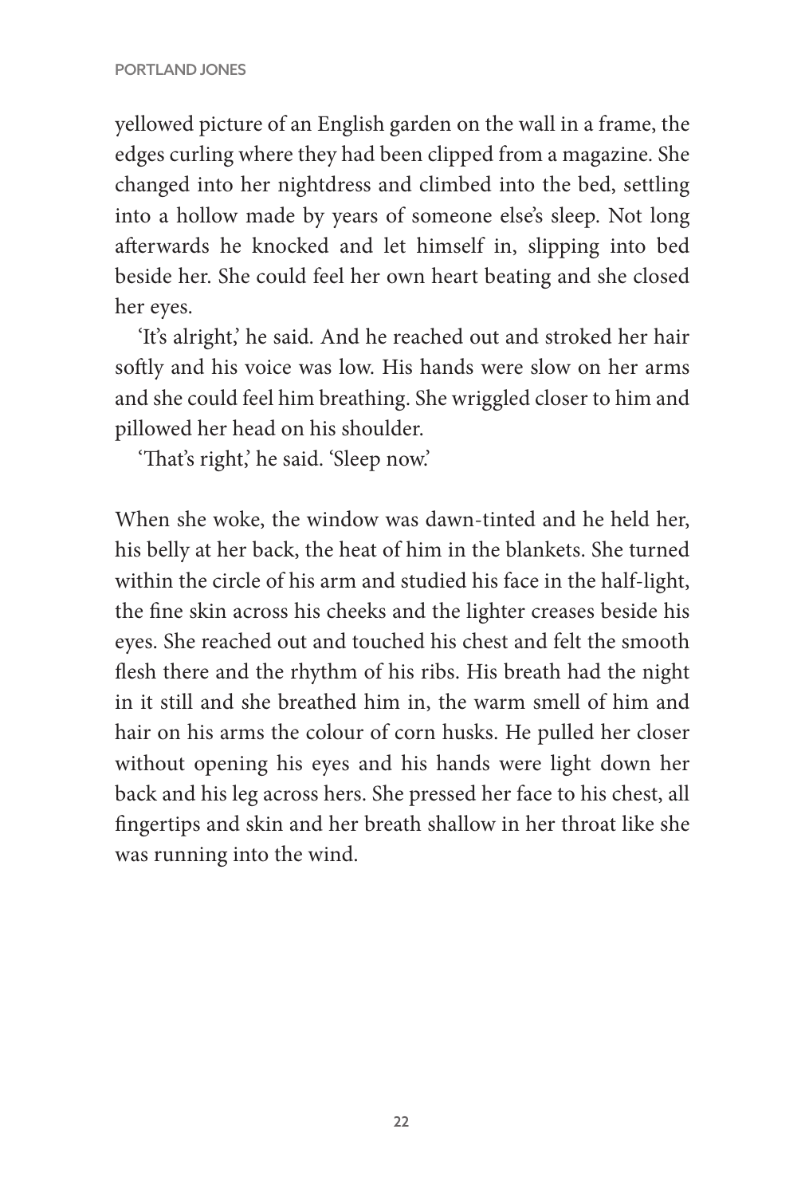yellowed picture of an English garden on the wall in a frame, the edges curling where they had been clipped from a magazine. She changed into her nightdress and climbed into the bed, settling into a hollow made by years of someone else's sleep. Not long afterwards he knocked and let himself in, slipping into bed beside her. She could feel her own heart beating and she closed her eyes.

'It's alright,' he said. And he reached out and stroked her hair softly and his voice was low. His hands were slow on her arms and she could feel him breathing. She wriggled closer to him and pillowed her head on his shoulder.

'That's right,' he said. 'Sleep now.'

When she woke, the window was dawn-tinted and he held her, his belly at her back, the heat of him in the blankets. She turned within the circle of his arm and studied his face in the half-light, the fine skin across his cheeks and the lighter creases beside his eyes. She reached out and touched his chest and felt the smooth flesh there and the rhythm of his ribs. His breath had the night in it still and she breathed him in, the warm smell of him and hair on his arms the colour of corn husks. He pulled her closer without opening his eyes and his hands were light down her back and his leg across hers. She pressed her face to his chest, all fingertips and skin and her breath shallow in her throat like she was running into the wind.